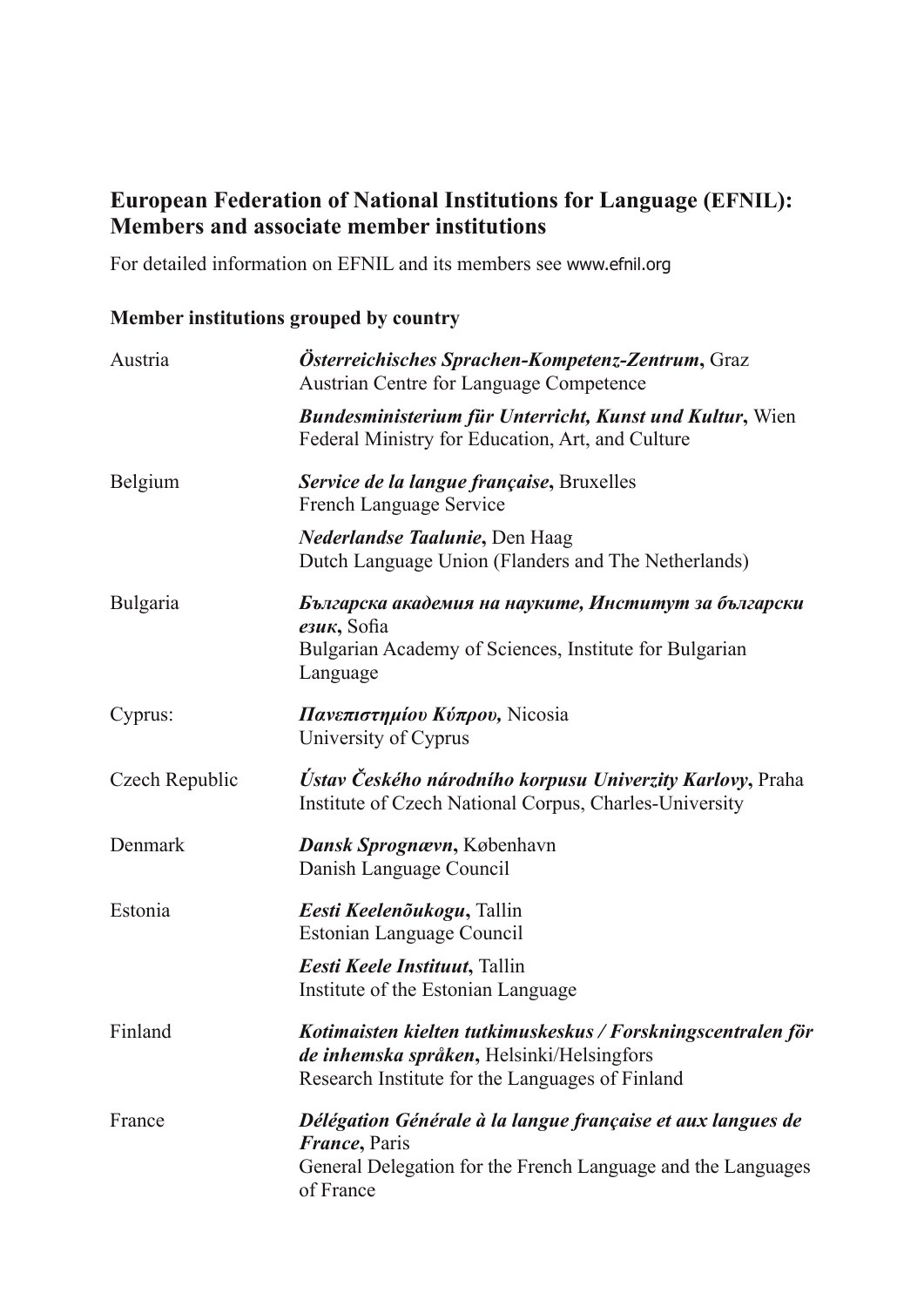## European Federation of National Institutions for Language (EFNIL): Members and associate member institutions

For detailed information on EFNIL and its members see www.efnil.org

### Member institutions grouped by country

| | |
|---|---|
| Austria | ***Österreichisches Sprachen-Kompetenz-Zentrum*****, Graz**<br>Austrian Centre for Language Competence |
| | ***Bundesministerium für Unterricht, Kunst und Kultur*****, Wien**<br>Federal Ministry for Education, Art, and Culture |
| Belgium | ***Service de la langue française*****, Bruxelles**<br>French Language Service |
| | ***Nederlandse Taalunie*****, Den Haag**<br>Dutch Language Union (Flanders and The Netherlands) |
| Bulgaria | ***Българска академия на науките, Институт за български език*****, Sofia**<br>Bulgarian Academy of Sciences, Institute for Bulgarian Language |
| Cyprus: | ***Πανεπιστημίου Κύπρου,*** Nicosia<br>University of Cyprus |
| Czech Republic | ***Ústav Českého národního korpusu Univerzity Karlovy*****, Praha**<br>Institute of Czech National Corpus, Charles-University |
| Denmark | ***Dansk Sprognævn*****, København**<br>Danish Language Council |
| Estonia | ***Eesti Keelenõukogu*****, Tallin**<br>Estonian Language Council |
| | ***Eesti Keele Instituut*****, Tallin**<br>Institute of the Estonian Language |
| Finland | ***Kotimaisten kielten tutkimuskeskus / Forskningscentralen för de inhemska språken*****, Helsinki/Helsingfors**<br>Research Institute for the Languages of Finland |
| France | ***Délégation Générale à la langue française et aux langues de France*****, Paris**<br>General Delegation for the French Language and the Languages of France |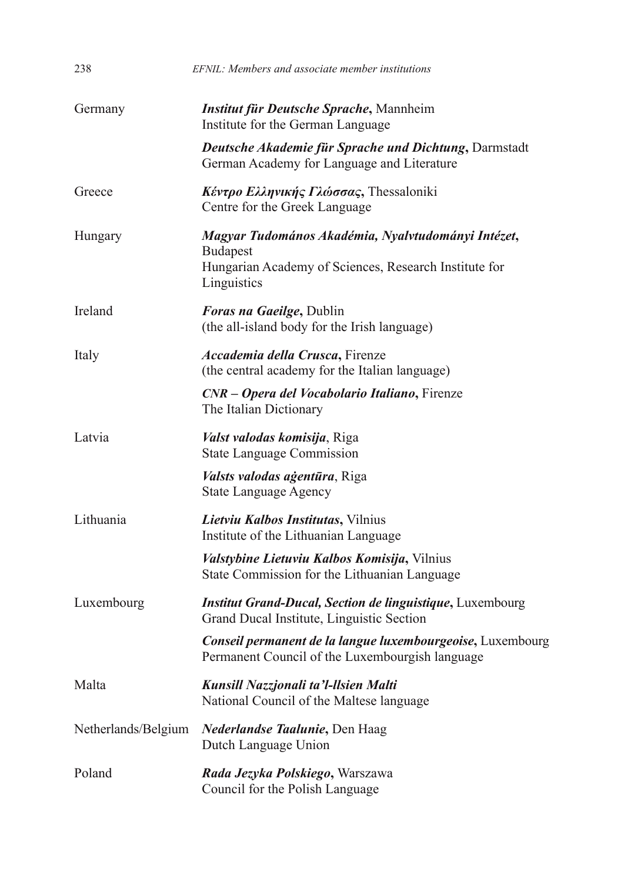| | |
|---|---|
| Germany | ***Institut für Deutsche Sprache*, Mannheim**<br>Institute for the German Language |
| | ***Deutsche Akademie für Sprache und Dichtung*, Darmstadt**<br>German Academy for Language and Literature |
| Greece | ***Κέντρο Ελληνικής Γλώσσας*, Thessaloniki**<br>Centre for the Greek Language |
| Hungary | ***Magyar Tudomános Akadémia, Nyalvtudományi Intézet*, Budapest**<br>Hungarian Academy of Sciences, Research Institute for Linguistics |
| Ireland | ***Foras na Gaeilge*, Dublin**<br>(the all-island body for the Irish language) |
| Italy | ***Accademia della Crusca*, Firenze**<br>(the central academy for the Italian language) |
| | ***CNR – Opera del Vocabolario Italiano*, Firenze**<br>The Italian Dictionary |
| Latvia | ***Valst valodas komisija*, Riga**<br>State Language Commission |
| | ***Valsts valodas aģentūra*, Riga**<br>State Language Agency |
| Lithuania | ***Lietviu Kalbos Institutas*, Vilnius**<br>Institute of the Lithuanian Language |
| | ***Valstybine Lietuviu Kalbos Komisija*, Vilnius**<br>State Commission for the Lithuanian Language |
| Luxembourg | ***Institut Grand-Ducal, Section de linguistique*, Luxembourg**<br>Grand Ducal Institute, Linguistic Section |
| | ***Conseil permanent de la langue luxembourgeoise*, Luxembourg**<br>Permanent Council of the Luxembourgish language |
| Malta | ***Kunsill Nazzjonali ta'l-llsien Malti***<br>National Council of the Maltese language |
| Netherlands/Belgium | ***Nederlandse Taalunie*, Den Haag**<br>Dutch Language Union |
| Poland | ***Rada Jezyka Polskiego*, Warszawa**<br>Council for the Polish Language |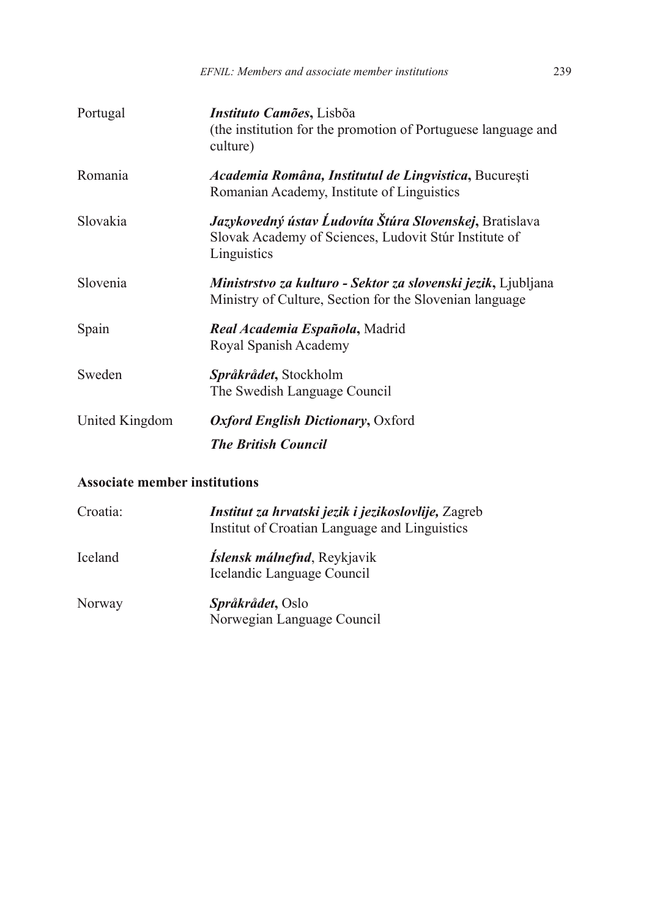| | |
|---|---|
| Portugal | ***Instituto Camões*, Lisbõa** (the institution for the promotion of Portuguese language and culture) |
| Romania | ***Academia Română, Institutul de Lingvistica*, Bucureşti** Romanian Academy, Institute of Linguistics |
| Slovakia | ***Jazykovedný ústav Ľudovíta Štúra Slovenskej*, Bratislava** Slovak Academy of Sciences, Ludovit Stúr Institute of Linguistics |
| Slovenia | ***Ministrstvo za kulturo - Sektor za slovenski jezik*, Ljubljana** Ministry of Culture, Section for the Slovenian language |
| Spain | ***Real Academia Española*, Madrid** Royal Spanish Academy |
| Sweden | ***Språkrådet*, Stockholm** The Swedish Language Council |
| United Kingdom | ***Oxford English Dictionary*, Oxford** |
| | ***The British Council*** |

**Associate member institutions**

| | |
|---|---|
| Croatia: | ***Institut za hrvatski jezik i jezikoslovlje,* Zagreb** Institut of Croatian Language and Linguistics |
| Iceland | ***Íslensk málnefnd*, Reykjavik** Icelandic Language Council |
| Norway | ***Språkrådet*, Oslo** Norwegian Language Council |